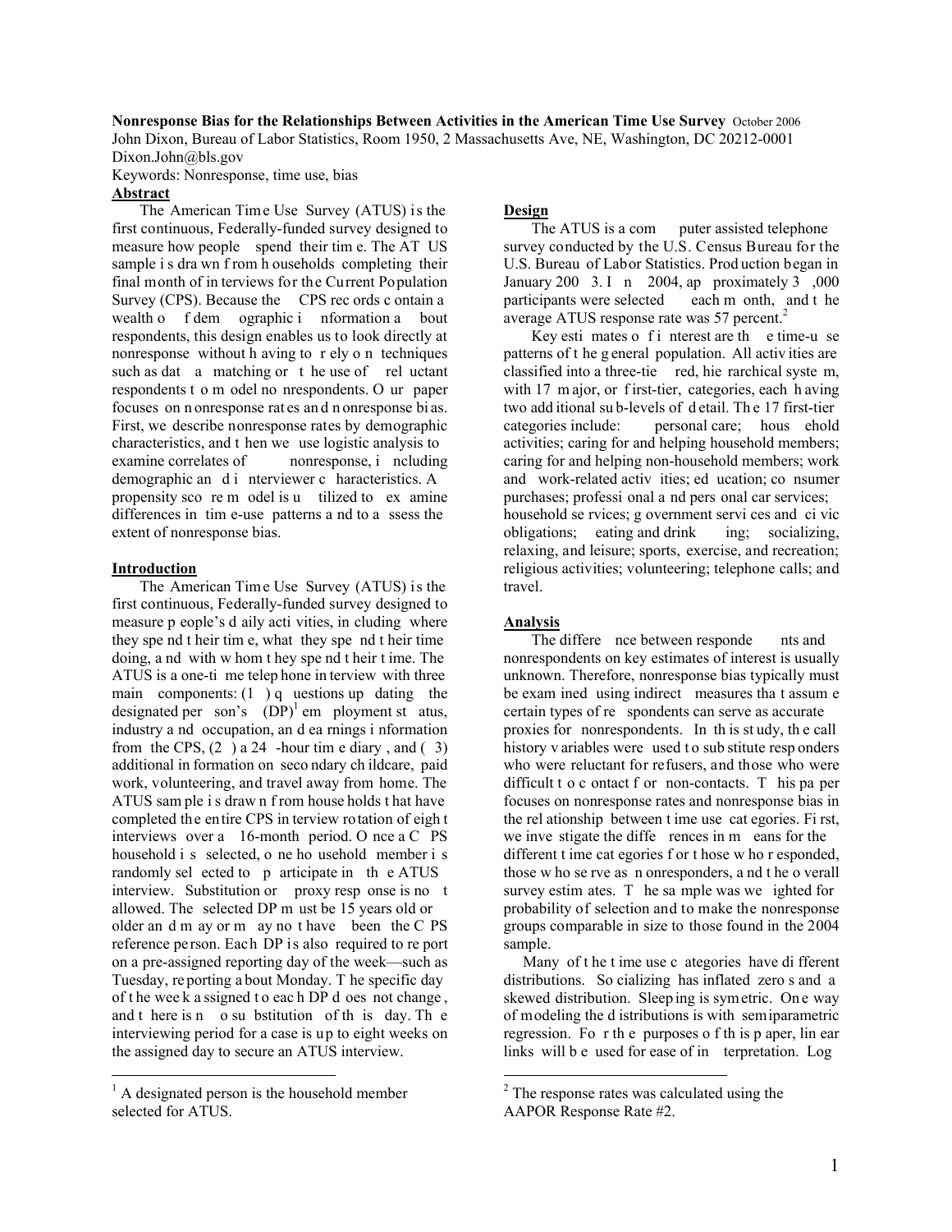**Nonresponse Bias for the Relationships Between Activities in the American Time Use Survey** October 2006

John Dixon, Bureau of Labor Statistics, Room 1950, 2 Massachusetts Ave, NE, Washington, DC 20212-0001
Dixon.John@bls.gov

Keywords: Nonresponse, time use, bias

## Abstract

The American Time Use Survey (ATUS) is the first continuous, Federally-funded survey designed to measure how people spend their time. The ATUS sample is drawn from households completing their final month of interviews for the Current Population Survey (CPS). Because the CPS records contain a wealth of demographic information about respondents, this design enables us to look directly at nonresponse without having to rely on techniques such as data matching or the use of reluctant respondents to model nonrespondents. Our paper focuses on nonresponse rates and nonresponse bias. First, we describe nonresponse rates by demographic characteristics, and then we use logistic analysis to examine correlates of nonresponse, including demographic and interviewer characteristics. A propensity score model is utilized to examine differences in time-use patterns and to assess the extent of nonresponse bias.

## Introduction

The American Time Use Survey (ATUS) is the first continuous, Federally-funded survey designed to measure people's daily activities, including where they spend their time, what they spend their time doing, and with whom they spend their time. The ATUS is a one-time telephone interview with three main components: (1) questions updating the designated person's (DP)[1] employment status, industry and occupation, and earnings information from the CPS, (2) a 24-hour time diary, and (3) additional information on secondary childcare, paid work, volunteering, and travel away from home. The ATUS sample is drawn from households that have completed the entire CPS interview rotation of eight interviews over a 16-month period. Once a CPS household is selected, one household member is randomly selected to participate in the ATUS interview. Substitution or proxy response is not allowed. The selected DP must be 15 years old or older and may or may not have been the CPS reference person. Each DP is also required to report on a pre-assigned reporting day of the week—such as Tuesday, reporting about Monday. The specific day of the week assigned to each DP does not change, and there is no substitution of this day. The interviewing period for a case is up to eight weeks on the assigned day to secure an ATUS interview.

## Design

The ATUS is a computer assisted telephone survey conducted by the U.S. Census Bureau for the U.S. Bureau of Labor Statistics. Production began in January 2003. In 2004, approximately 3,000 participants were selected each month, and the average ATUS response rate was 57 percent.[2]

Key estimates of interest are the time-use patterns of the general population. All activities are classified into a three-tiered, hierarchical system, with 17 major, or first-tier, categories, each having two additional sub-levels of detail. The 17 first-tier categories include: personal care; household activities; caring for and helping household members; caring for and helping non-household members; work and work-related activities; education; consumer purchases; professional and personal car services; household services; government services and civic obligations; eating and drinking; socializing, relaxing, and leisure; sports, exercise, and recreation; religious activities; volunteering; telephone calls; and travel.

## Analysis

The difference between respondents and nonrespondents on key estimates of interest is usually unknown. Therefore, nonresponse bias typically must be examined using indirect measures that assume certain types of respondents can serve as accurate proxies for nonrespondents. In this study, the call history variables were used to substitute responders who were reluctant for refusers, and those who were difficult to contact for non-contacts. This paper focuses on nonresponse rates and nonresponse bias in the relationship between time use categories. First, we investigate the differences in means for the different time categories for those who responded, those who serve as nonresponders, and the overall survey estimates. The sample was weighted for probability of selection and to make the nonresponse groups comparable in size to those found in the 2004 sample.

Many of the time use categories have different distributions. Socializing has inflated zeros and a skewed distribution. Sleeping is symmetric. One way of modeling the distributions is with semiparametric regression. For the purposes of this paper, linear links will be used for ease of interpretation. Log

---

[1] A designated person is the household member selected for ATUS.

[2] The response rates was calculated using the AAPOR Response Rate #2.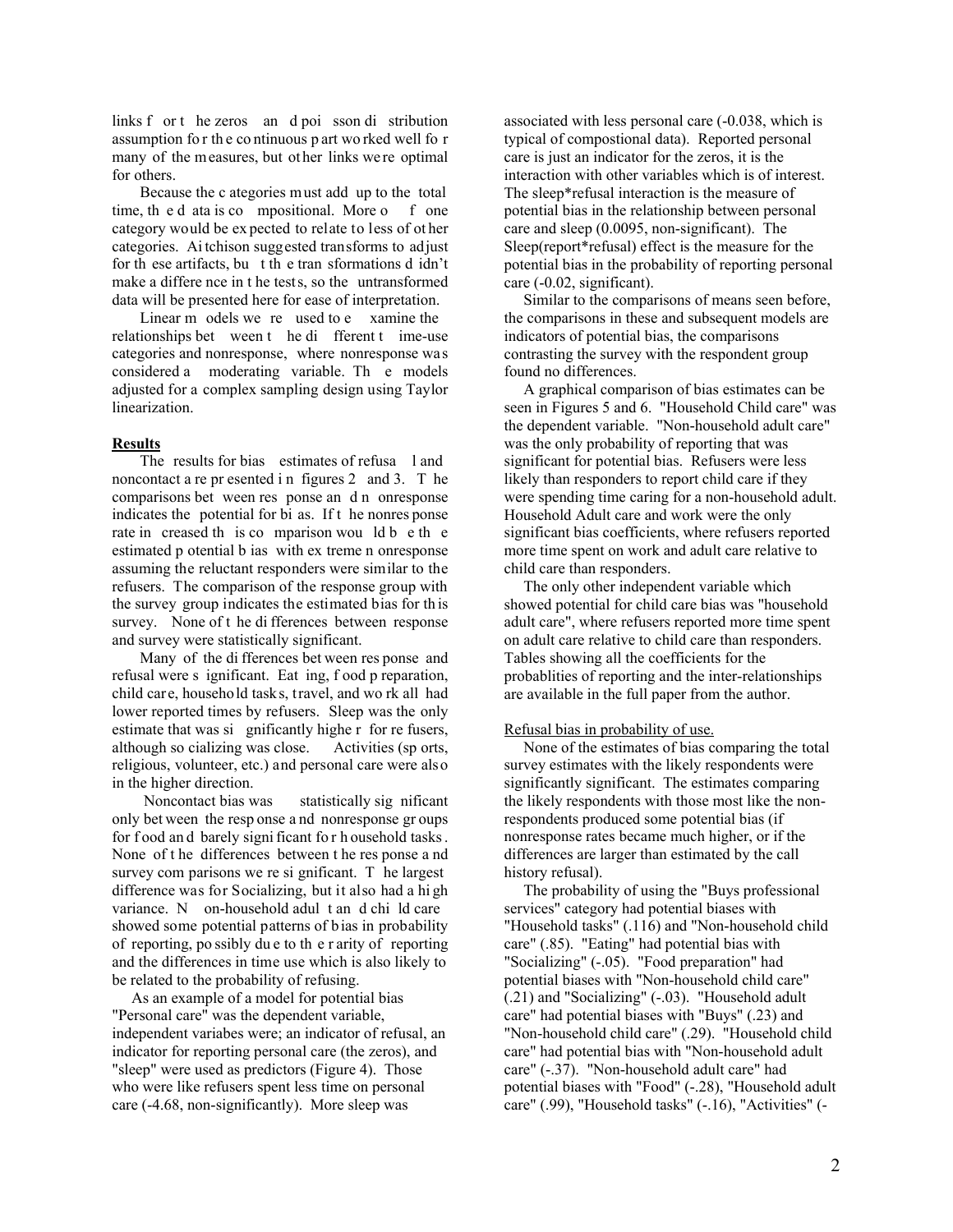links for the zeros and poisson distribution assumption for the continuous part worked well for many of the measures, but other links were optimal for others.

Because the categories must add up to the total time, the data is compositional. More of one category would be expected to relate to less of other categories. Aitchison suggested transforms to adjust for these artifacts, but the transformations didn't make a difference in the tests, so the untransformed data will be presented here for ease of interpretation.

Linear models were used to examine the relationships between the different time-use categories and nonresponse, where nonresponse was considered a moderating variable. The models adjusted for a complex sampling design using Taylor linearization.

## Results

The results for bias estimates of refusal and noncontact are presented in figures 2 and 3. The comparisons between response and nonresponse indicates the potential for bias. If the nonresponse rate increased this comparison would be the estimated potential bias with extreme nonresponse assuming the reluctant responders were similar to the refusers. The comparison of the response group with the survey group indicates the estimated bias for this survey. None of the differences between response and survey were statistically significant.

Many of the differences between response and refusal were significant. Eating, food preparation, child care, household tasks, travel, and work all had lower reported times by refusers. Sleep was the only estimate that was significantly higher for refusers, although socializing was close. Activities (sports, religious, volunteer, etc.) and personal care were also in the higher direction.

Noncontact bias was statistically significant only between the response and nonresponse groups for food and barely significant for household tasks. None of the differences between the response and survey comparisons were significant. The largest difference was for Socializing, but it also had a high variance. Non-household adult and child care showed some potential patterns of bias in probability of reporting, possibly due to the rarity of reporting and the differences in time use which is also likely to be related to the probability of refusing.

As an example of a model for potential bias "Personal care" was the dependent variable, independent variabes were; an indicator of refusal, an indicator for reporting personal care (the zeros), and "sleep" were used as predictors (Figure 4). Those who were like refusers spent less time on personal care (-4.68, non-significantly). More sleep was associated with less personal care (-0.038, which is typical of compostional data). Reported personal care is just an indicator for the zeros, it is the interaction with other variables which is of interest. The sleep*refusal interaction is the measure of potential bias in the relationship between personal care and sleep (0.0095, non-significant). The Sleep(report*refusal) effect is the measure for the potential bias in the probability of reporting personal care (-0.02, significant).

Similar to the comparisons of means seen before, the comparisons in these and subsequent models are indicators of potential bias, the comparisons contrasting the survey with the respondent group found no differences.

A graphical comparison of bias estimates can be seen in Figures 5 and 6. "Household Child care" was the dependent variable. "Non-household adult care" was the only probability of reporting that was significant for potential bias. Refusers were less likely than responders to report child care if they were spending time caring for a non-household adult. Household Adult care and work were the only significant bias coefficients, where refusers reported more time spent on work and adult care relative to child care than responders.

The only other independent variable which showed potential for child care bias was "household adult care", where refusers reported more time spent on adult care relative to child care than responders. Tables showing all the coefficients for the probablities of reporting and the inter-relationships are available in the full paper from the author.

Refusal bias in probability of use.

None of the estimates of bias comparing the total survey estimates with the likely respondents were significantly significant. The estimates comparing the likely respondents with those most like the non-respondents produced some potential bias (if nonresponse rates became much higher, or if the differences are larger than estimated by the call history refusal).

The probability of using the "Buys professional services" category had potential biases with "Household tasks" (.116) and "Non-household child care" (.85). "Eating" had potential bias with "Socializing" (-.05). "Food preparation" had potential biases with "Non-household child care" (.21) and "Socializing" (-.03). "Household adult care" had potential biases with "Buys" (.23) and "Non-household child care" (.29). "Household child care" had potential bias with "Non-household adult care" (-.37). "Non-household adult care" had potential biases with "Food" (-.28), "Household adult care" (.99), "Household tasks" (-.16), "Activities" (-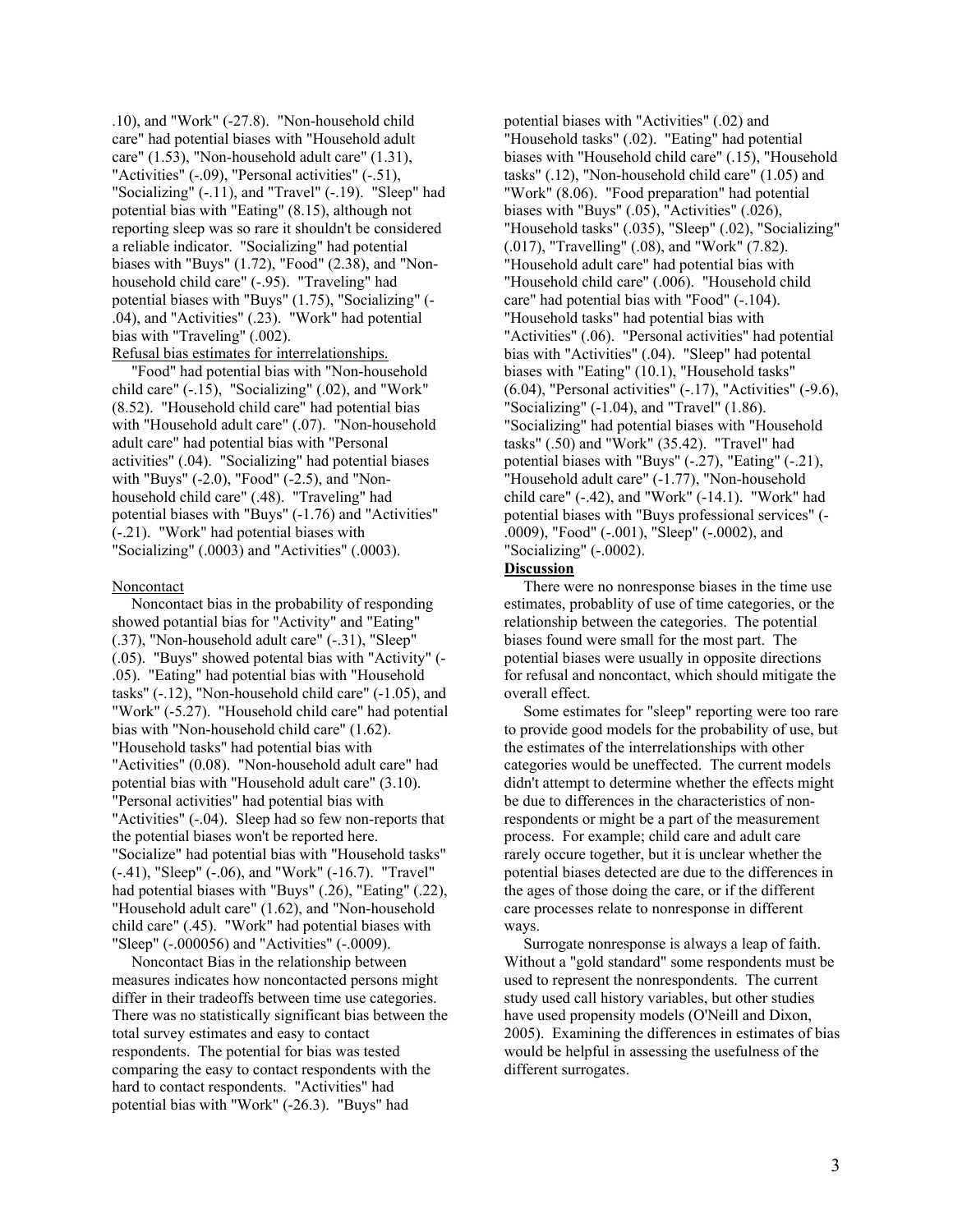.10), and "Work" (-27.8). "Non-household child care" had potential biases with "Household adult care" (1.53), "Non-household adult care" (1.31), "Activities" (-.09), "Personal activities" (-.51), "Socializing" (-.11), and "Travel" (-.19). "Sleep" had potential bias with "Eating" (8.15), although not reporting sleep was so rare it shouldn't be considered a reliable indicator. "Socializing" had potential biases with "Buys" (1.72), "Food" (2.38), and "Non-household child care" (-.95). "Traveling" had potential biases with "Buys" (1.75), "Socializing" (-.04), and "Activities" (.23). "Work" had potential bias with "Traveling" (.002).

Refusal bias estimates for interrelationships.

"Food" had potential bias with "Non-household child care" (-.15), "Socializing" (.02), and "Work" (8.52). "Household child care" had potential bias with "Household adult care" (.07). "Non-household adult care" had potential bias with "Personal activities" (.04). "Socializing" had potential biases with "Buys" (-2.0), "Food" (-2.5), and "Non-household child care" (.48). "Traveling" had potential biases with "Buys" (-1.76) and "Activities" (-.21). "Work" had potential biases with "Socializing" (.0003) and "Activities" (.0003).

Noncontact

Noncontact bias in the probability of responding showed potential bias for "Activity" and "Eating" (.37), "Non-household adult care" (-.31), "Sleep" (.05). "Buys" showed potental bias with "Activity" (-.05). "Eating" had potential bias with "Household tasks" (-.12), "Non-household child care" (-1.05), and "Work" (-5.27). "Household child care" had potential bias with "Non-household child care" (1.62). "Household tasks" had potential bias with "Activities" (0.08). "Non-household adult care" had potential bias with "Household adult care" (3.10). "Personal activities" had potential bias with "Activities" (-.04). Sleep had so few non-reports that the potential biases won't be reported here. "Socialize" had potential bias with "Household tasks" (-.41), "Sleep" (-.06), and "Work" (-16.7). "Travel" had potential biases with "Buys" (.26), "Eating" (.22), "Household adult care" (1.62), and "Non-household child care" (.45). "Work" had potential biases with "Sleep" (-.000056) and "Activities" (-.0009).

Noncontact Bias in the relationship between measures indicates how noncontacted persons might differ in their tradeoffs between time use categories. There was no statistically significant bias between the total survey estimates and easy to contact respondents. The potential for bias was tested comparing the easy to contact respondents with the hard to contact respondents. "Activities" had potential bias with "Work" (-26.3). "Buys" had potential biases with "Activities" (.02) and "Household tasks" (.02). "Eating" had potential biases with "Household child care" (.15), "Household tasks" (.12), "Non-household child care" (1.05) and "Work" (8.06). "Food preparation" had potential biases with "Buys" (.05), "Activities" (.026), "Household tasks" (.035), "Sleep" (.02), "Socializing" (.017), "Travelling" (.08), and "Work" (7.82). "Household adult care" had potential bias with "Household child care" (.006). "Household child care" had potential bias with "Food" (-.104). "Household tasks" had potential bias with "Activities" (.06). "Personal activities" had potential bias with "Activities" (.04). "Sleep" had potental biases with "Eating" (10.1), "Household tasks" (6.04), "Personal activities" (-.17), "Activities" (-9.6), "Socializing" (-1.04), and "Travel" (1.86). "Socializing" had potential biases with "Household tasks" (.50) and "Work" (35.42). "Travel" had potential biases with "Buys" (-.27), "Eating" (-.21), "Household adult care" (-1.77), "Non-household child care" (-.42), and "Work" (-14.1). "Work" had potential biases with "Buys professional services" (-.0009), "Food" (-.001), "Sleep" (-.0002), and "Socializing" (-.0002).

## Discussion

There were no nonresponse biases in the time use estimates, probablity of use of time categories, or the relationship between the categories. The potential biases found were small for the most part. The potential biases were usually in opposite directions for refusal and noncontact, which should mitigate the overall effect.

Some estimates for "sleep" reporting were too rare to provide good models for the probability of use, but the estimates of the interrelationships with other categories would be uneffected. The current models didn't attempt to determine whether the effects might be due to differences in the characteristics of non-respondents or might be a part of the measurement process. For example; child care and adult care rarely occure together, but it is unclear whether the potential biases detected are due to the differences in the ages of those doing the care, or if the different care processes relate to nonresponse in different ways.

Surrogate nonresponse is always a leap of faith. Without a "gold standard" some respondents must be used to represent the nonrespondents. The current study used call history variables, but other studies have used propensity models (O'Neill and Dixon, 2005). Examining the differences in estimates of bias would be helpful in assessing the usefulness of the different surrogates.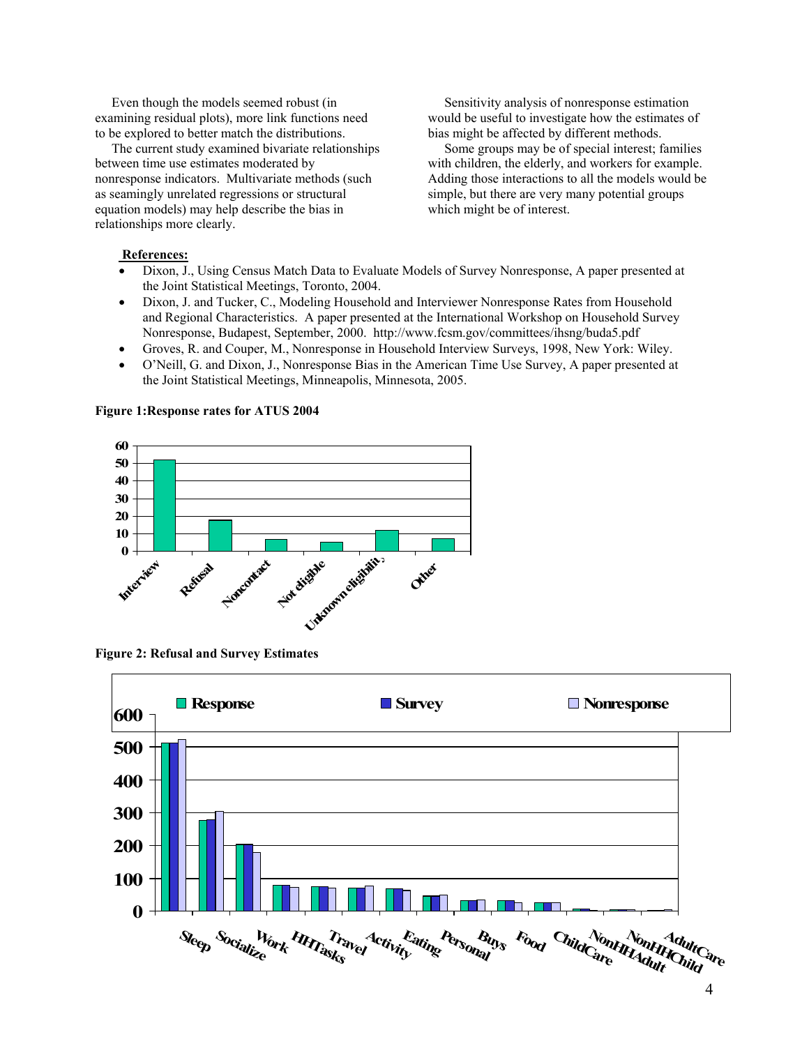Even though the models seemed robust (in examining residual plots), more link functions need to be explored to better match the distributions.

The current study examined bivariate relationships between time use estimates moderated by nonresponse indicators. Multivariate methods (such as seamingly unrelated regressions or structural equation models) may help describe the bias in relationships more clearly.

Sensitivity analysis of nonresponse estimation would be useful to investigate how the estimates of bias might be affected by different methods.

Some groups may be of special interest; families with children, the elderly, and workers for example. Adding those interactions to all the models would be simple, but there are very many potential groups which might be of interest.

**References:**

- Dixon, J., Using Census Match Data to Evaluate Models of Survey Nonresponse, A paper presented at the Joint Statistical Meetings, Toronto, 2004.
- Dixon, J. and Tucker, C., Modeling Household and Interviewer Nonresponse Rates from Household and Regional Characteristics. A paper presented at the International Workshop on Household Survey Nonresponse, Budapest, September, 2000. http://www.fcsm.gov/committees/ihsng/buda5.pdf
- Groves, R. and Couper, M., Nonresponse in Household Interview Surveys, 1998, New York: Wiley.
- O'Neill, G. and Dixon, J., Nonresponse Bias in the American Time Use Survey, A paper presented at the Joint Statistical Meetings, Minneapolis, Minnesota, 2005.

**Figure 1:Response rates for ATUS 2004**

**Figure 2: Refusal and Survey Estimates**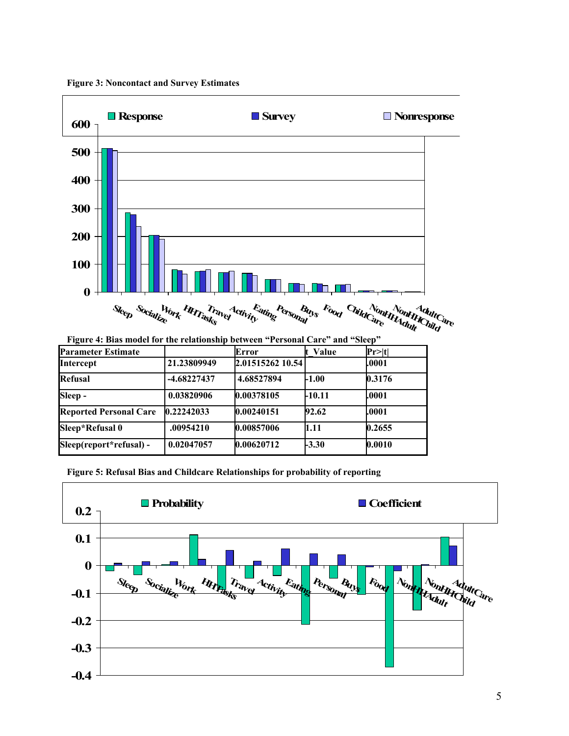**Figure 3: Noncontact and Survey Estimates**

**Figure 4: Bias model for the relationship between "Personal Care" and "Sleep"**

| Parameter Estimate | | Error | t_Value | Pr>\|t\| |
|---|---|---|---|---|
| Intercept | 21.23809949 | 2.01515262 10.54 | | .0001 |
| Refusal | -4.68227437 | 4.68527894 | -1.00 | 0.3176 |
| Sleep - | 0.03820906 | 0.00378105 | -10.11 | .0001 |
| Reported Personal Care | 0.22242033 | 0.00240151 | 92.62 | .0001 |
| Sleep*Refusal 0 | .00954210 | 0.00857006 | 1.11 | 0.2655 |
| Sleep(report*refusal) - | 0.02047057 | 0.00620712 | -3.30 | 0.0010 |

**Figure 5: Refusal Bias and Childcare Relationships for probability of reporting**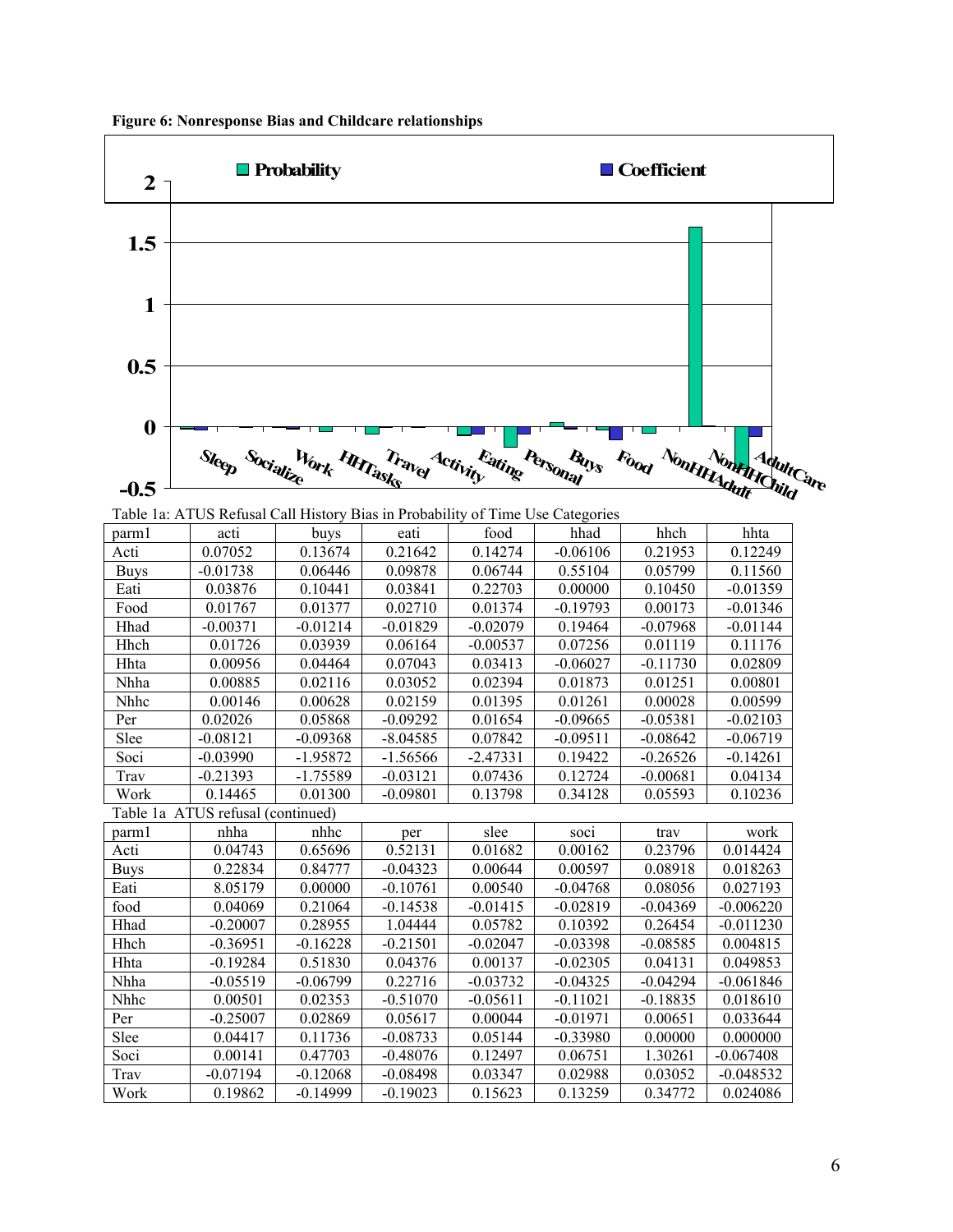**Figure 6: Nonresponse Bias and Childcare relationships**

Table 1a: ATUS Refusal Call History Bias in Probability of Time Use Categories

| parm1 | acti | buys | eati | food | hhad | hhch | hhta |
|---|---|---|---|---|---|---|---|
| Acti | 0.07052 | 0.13674 | 0.21642 | 0.14274 | -0.06106 | 0.21953 | 0.12249 |
| Buys | -0.01738 | 0.06446 | 0.09878 | 0.06744 | 0.55104 | 0.05799 | 0.11560 |
| Eati | 0.03876 | 0.10441 | 0.03841 | 0.22703 | 0.00000 | 0.10450 | -0.01359 |
| Food | 0.01767 | 0.01377 | 0.02710 | 0.01374 | -0.19793 | 0.00173 | -0.01346 |
| Hhad | -0.00371 | -0.01214 | -0.01829 | -0.02079 | 0.19464 | -0.07968 | -0.01144 |
| Hhch | 0.01726 | 0.03939 | 0.06164 | -0.00537 | 0.07256 | 0.01119 | 0.11176 |
| Hhta | 0.00956 | 0.04464 | 0.07043 | 0.03413 | -0.06027 | -0.11730 | 0.02809 |
| Nhha | 0.00885 | 0.02116 | 0.03052 | 0.02394 | 0.01873 | 0.01251 | 0.00801 |
| Nhhc | 0.00146 | 0.00628 | 0.02159 | 0.01395 | 0.01261 | 0.00028 | 0.00599 |
| Per | 0.02026 | 0.05868 | -0.09292 | 0.01654 | -0.09665 | -0.05381 | -0.02103 |
| Slee | -0.08121 | -0.09368 | -8.04585 | 0.07842 | -0.09511 | -0.08642 | -0.06719 |
| Soci | -0.03990 | -1.95872 | -1.56566 | -2.47331 | 0.19422 | -0.26526 | -0.14261 |
| Trav | -0.21393 | -1.75589 | -0.03121 | 0.07436 | 0.12724 | -0.00681 | 0.04134 |
| Work | 0.14465 | 0.01300 | -0.09801 | 0.13798 | 0.34128 | 0.05593 | 0.10236 |

Table 1a ATUS refusal (continued)

| parm1 | nhha | nhhc | per | slee | soci | trav | work |
|---|---|---|---|---|---|---|---|
| Acti | 0.04743 | 0.65696 | 0.52131 | 0.01682 | 0.00162 | 0.23796 | 0.014424 |
| Buys | 0.22834 | 0.84777 | -0.04323 | 0.00644 | 0.00597 | 0.08918 | 0.018263 |
| Eati | 8.05179 | 0.00000 | -0.10761 | 0.00540 | -0.04768 | 0.08056 | 0.027193 |
| food | 0.04069 | 0.21064 | -0.14538 | -0.01415 | -0.02819 | -0.04369 | -0.006220 |
| Hhad | -0.20007 | 0.28955 | 1.04444 | 0.05782 | 0.10392 | 0.26454 | -0.011230 |
| Hhch | -0.36951 | -0.16228 | -0.21501 | -0.02047 | -0.03398 | -0.08585 | 0.004815 |
| Hhta | -0.19284 | 0.51830 | 0.04376 | 0.00137 | -0.02305 | 0.04131 | 0.049853 |
| Nhha | -0.05519 | -0.06799 | 0.22716 | -0.03732 | -0.04325 | -0.04294 | -0.061846 |
| Nhhc | 0.00501 | 0.02353 | -0.51070 | -0.05611 | -0.11021 | -0.18835 | 0.018610 |
| Per | -0.25007 | 0.02869 | 0.05617 | 0.00044 | -0.01971 | 0.00651 | 0.033644 |
| Slee | 0.04417 | 0.11736 | -0.08733 | 0.05144 | -0.33980 | 0.00000 | 0.000000 |
| Soci | 0.00141 | 0.47703 | -0.48076 | 0.12497 | 0.06751 | 1.30261 | -0.067408 |
| Trav | -0.07194 | -0.12068 | -0.08498 | 0.03347 | 0.02988 | 0.03052 | -0.048532 |
| Work | 0.19862 | -0.14999 | -0.19023 | 0.15623 | 0.13259 | 0.34772 | 0.024086 |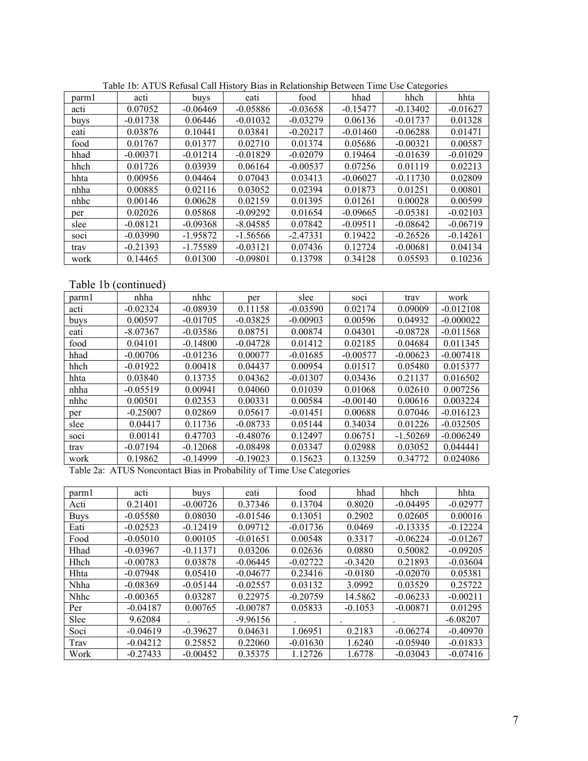Table 1b: ATUS Refusal Call History Bias in Relationship Between Time Use Categories

| parm1 | acti | buys | eati | food | hhad | hhch | hhta |
|---|---|---|---|---|---|---|---|
| acti | 0.07052 | -0.06469 | -0.05886 | -0.03658 | -0.15477 | -0.13402 | -0.01627 |
| buys | -0.01738 | 0.06446 | -0.01032 | -0.03279 | 0.06136 | -0.01737 | 0.01328 |
| eati | 0.03876 | 0.10441 | 0.03841 | -0.20217 | -0.01460 | -0.06288 | 0.01471 |
| food | 0.01767 | 0.01377 | 0.02710 | 0.01374 | 0.05686 | -0.00321 | 0.00587 |
| hhad | -0.00371 | -0.01214 | -0.01829 | -0.02079 | 0.19464 | -0.01639 | -0.01029 |
| hhch | 0.01726 | 0.03939 | 0.06164 | -0.00537 | 0.07256 | 0.01119 | 0.02213 |
| hhta | 0.00956 | 0.04464 | 0.07043 | 0.03413 | -0.06027 | -0.11730 | 0.02809 |
| nhha | 0.00885 | 0.02116 | 0.03052 | 0.02394 | 0.01873 | 0.01251 | 0.00801 |
| nhhc | 0.00146 | 0.00628 | 0.02159 | 0.01395 | 0.01261 | 0.00028 | 0.00599 |
| per | 0.02026 | 0.05868 | -0.09292 | 0.01654 | -0.09665 | -0.05381 | -0.02103 |
| slee | -0.08121 | -0.09368 | -8.04585 | 0.07842 | -0.09511 | -0.08642 | -0.06719 |
| soci | -0.03990 | -1.95872 | -1.56566 | -2.47331 | 0.19422 | -0.26526 | -0.14261 |
| trav | -0.21393 | -1.75589 | -0.03121 | 0.07436 | 0.12724 | -0.00681 | 0.04134 |
| work | 0.14465 | 0.01300 | -0.09801 | 0.13798 | 0.34128 | 0.05593 | 0.10236 |

Table 1b (continued)

| parm1 | nhha | nhhc | per | slee | soci | trav | work |
|---|---|---|---|---|---|---|---|
| acti | -0.02324 | -0.08939 | 0.11158 | -0.03590 | 0.02174 | 0.09009 | -0.012108 |
| buys | 0.00597 | -0.01705 | -0.03825 | -0.00903 | 0.00596 | 0.04932 | -0.000022 |
| eati | -8.07367 | -0.03586 | 0.08751 | 0.00874 | 0.04301 | -0.08728 | -0.011568 |
| food | 0.04101 | -0.14800 | -0.04728 | 0.01412 | 0.02185 | 0.04684 | 0.011345 |
| hhad | -0.00706 | -0.01236 | 0.00077 | -0.01685 | -0.00577 | -0.00623 | -0.007418 |
| hhch | -0.01922 | 0.00418 | 0.04437 | 0.00954 | 0.01517 | 0.05480 | 0.015377 |
| hhta | 0.03840 | 0.13735 | 0.04362 | -0.01307 | 0.03436 | 0.21137 | 0.016502 |
| nhha | -0.05519 | 0.00941 | 0.04060 | 0.01039 | 0.01068 | 0.02610 | 0.007256 |
| nhhc | 0.00501 | 0.02353 | 0.00331 | 0.00584 | -0.00140 | 0.00616 | 0.003224 |
| per | -0.25007 | 0.02869 | 0.05617 | -0.01451 | 0.00688 | 0.07046 | -0.016123 |
| slee | 0.04417 | 0.11736 | -0.08733 | 0.05144 | 0.34034 | 0.01226 | -0.032505 |
| soci | 0.00141 | 0.47703 | -0.48076 | 0.12497 | 0.06751 | -1.50269 | -0.006249 |
| trav | -0.07194 | -0.12068 | -0.08498 | 0.03347 | 0.02988 | 0.03052 | 0.044441 |
| work | 0.19862 | -0.14999 | -0.19023 | 0.15623 | 0.13259 | 0.34772 | 0.024086 |

Table 2a: ATUS Noncontact Bias in Probability of Time Use Categories

| parm1 | acti | buys | eati | food | hhad | hhch | hhta |
|---|---|---|---|---|---|---|---|
| Acti | 0.21401 | -0.00726 | 0.37346 | 0.13704 | 0.8020 | -0.04495 | -0.02977 |
| Buys | -0.05580 | 0.08030 | -0.01546 | 0.13051 | 0.2902 | 0.02605 | 0.00016 |
| Eati | -0.02523 | -0.12419 | 0.09712 | -0.01736 | 0.0469 | -0.13335 | -0.12224 |
| Food | -0.05010 | 0.00105 | -0.01651 | 0.00548 | 0.3317 | -0.06224 | -0.01267 |
| Hhad | -0.03967 | -0.11371 | 0.03206 | 0.02636 | 0.0880 | 0.50082 | -0.09205 |
| Hhch | -0.00783 | 0.03878 | -0.06445 | -0.02722 | -0.3420 | 0.21893 | -0.03604 |
| Hhta | -0.07948 | 0.05410 | -0.04677 | 0.23416 | -0.0180 | -0.02070 | 0.05381 |
| Nhha | -0.08369 | -0.05144 | -0.02557 | 0.03132 | 3.0992 | 0.03529 | 0.25722 |
| Nhhc | -0.00365 | 0.03287 | 0.22975 | -0.20759 | 14.5862 | -0.06233 | -0.00211 |
| Per | -0.04187 | 0.00765 | -0.00787 | 0.05833 | -0.1053 | -0.00871 | 0.01295 |
| Slee | 9.62084 | . | -9.96156 | . | . | . | -6.08207 |
| Soci | -0.04619 | -0.39627 | 0.04631 | 1.06951 | 0.2183 | -0.06274 | -0.40970 |
| Trav | -0.04212 | 0.25852 | 0.22060 | -0.01630 | 1.6240 | -0.05940 | -0.01833 |
| Work | -0.27433 | -0.00452 | 0.35375 | 1.12726 | 1.6778 | -0.03043 | -0.07416 |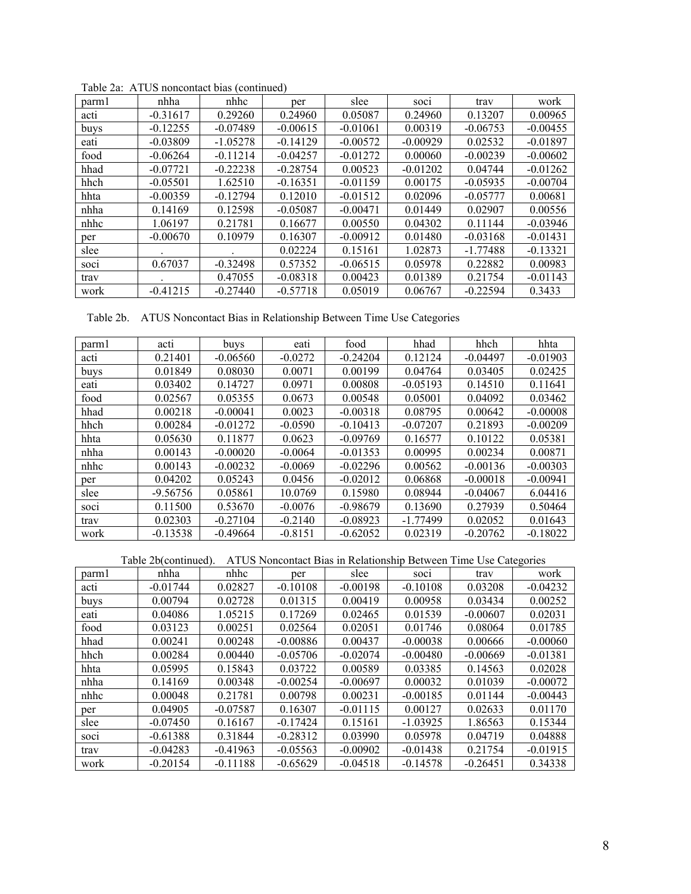Table 2a: ATUS noncontact bias (continued)

| parm1 | nhha | nhhc | per | slee | soci | trav | work |
|---|---|---|---|---|---|---|---|
| acti | -0.31617 | 0.29260 | 0.24960 | 0.05087 | 0.24960 | 0.13207 | 0.00965 |
| buys | -0.12255 | -0.07489 | -0.00615 | -0.01061 | 0.00319 | -0.06753 | -0.00455 |
| eati | -0.03809 | -1.05278 | -0.14129 | -0.00572 | -0.00929 | 0.02532 | -0.01897 |
| food | -0.06264 | -0.11214 | -0.04257 | -0.01272 | 0.00060 | -0.00239 | -0.00602 |
| hhad | -0.07721 | -0.22238 | -0.28754 | 0.00523 | -0.01202 | 0.04744 | -0.01262 |
| hhch | -0.05501 | 1.62510 | -0.16351 | -0.01159 | 0.00175 | -0.05935 | -0.00704 |
| hhta | -0.00359 | -0.12794 | 0.12010 | -0.01512 | 0.02096 | -0.05777 | 0.00681 |
| nhha | 0.14169 | 0.12598 | -0.05087 | -0.00471 | 0.01449 | 0.02907 | 0.00556 |
| nhhc | 1.06197 | 0.21781 | 0.16677 | 0.00550 | 0.04302 | 0.11144 | -0.03946 |
| per | -0.00670 | 0.10979 | 0.16307 | -0.00912 | 0.01480 | -0.03168 | -0.01431 |
| slee | . | . | 0.02224 | 0.15161 | 1.02873 | -1.77488 | -0.13321 |
| soci | 0.67037 | -0.32498 | 0.57352 | -0.06515 | 0.05978 | 0.22882 | 0.00983 |
| trav | . | 0.47055 | -0.08318 | 0.00423 | 0.01389 | 0.21754 | -0.01143 |
| work | -0.41215 | -0.27440 | -0.57718 | 0.05019 | 0.06767 | -0.22594 | 0.3433 |

Table 2b. ATUS Noncontact Bias in Relationship Between Time Use Categories

| parm1 | acti | buys | eati | food | hhad | hhch | hhta |
|---|---|---|---|---|---|---|---|
| acti | 0.21401 | -0.06560 | -0.0272 | -0.24204 | 0.12124 | -0.04497 | -0.01903 |
| buys | 0.01849 | 0.08030 | 0.0071 | 0.00199 | 0.04764 | 0.03405 | 0.02425 |
| eati | 0.03402 | 0.14727 | 0.0971 | 0.00808 | -0.05193 | 0.14510 | 0.11641 |
| food | 0.02567 | 0.05355 | 0.0673 | 0.00548 | 0.05001 | 0.04092 | 0.03462 |
| hhad | 0.00218 | -0.00041 | 0.0023 | -0.00318 | 0.08795 | 0.00642 | -0.00008 |
| hhch | 0.00284 | -0.01272 | -0.0590 | -0.10413 | -0.07207 | 0.21893 | -0.00209 |
| hhta | 0.05630 | 0.11877 | 0.0623 | -0.09769 | 0.16577 | 0.10122 | 0.05381 |
| nhha | 0.00143 | -0.00020 | -0.0064 | -0.01353 | 0.00995 | 0.00234 | 0.00871 |
| nhhc | 0.00143 | -0.00232 | -0.0069 | -0.02296 | 0.00562 | -0.00136 | -0.00303 |
| per | 0.04202 | 0.05243 | 0.0456 | -0.02012 | 0.06868 | -0.00018 | -0.00941 |
| slee | -9.56756 | 0.05861 | 10.0769 | 0.15980 | 0.08944 | -0.04067 | 6.04416 |
| soci | 0.11500 | 0.53670 | -0.0076 | -0.98679 | 0.13690 | 0.27939 | 0.50464 |
| trav | 0.02303 | -0.27104 | -0.2140 | -0.08923 | -1.77499 | 0.02052 | 0.01643 |
| work | -0.13538 | -0.49664 | -0.8151 | -0.62052 | 0.02319 | -0.20762 | -0.18022 |

Table 2b(continued). ATUS Noncontact Bias in Relationship Between Time Use Categories

| parm1 | nhha | nhhc | per | slee | soci | trav | work |
|---|---|---|---|---|---|---|---|
| acti | -0.01744 | 0.02827 | -0.10108 | -0.00198 | -0.10108 | 0.03208 | -0.04232 |
| buys | 0.00794 | 0.02728 | 0.01315 | 0.00419 | 0.00958 | 0.03434 | 0.00252 |
| eati | 0.04086 | 1.05215 | 0.17269 | 0.02465 | 0.01539 | -0.00607 | 0.02031 |
| food | 0.03123 | 0.00251 | 0.02564 | 0.02051 | 0.01746 | 0.08064 | 0.01785 |
| hhad | 0.00241 | 0.00248 | -0.00886 | 0.00437 | -0.00038 | 0.00666 | -0.00060 |
| hhch | 0.00284 | 0.00440 | -0.05706 | -0.02074 | -0.00480 | -0.00669 | -0.01381 |
| hhta | 0.05995 | 0.15843 | 0.03722 | 0.00589 | 0.03385 | 0.14563 | 0.02028 |
| nhha | 0.14169 | 0.00348 | -0.00254 | -0.00697 | 0.00032 | 0.01039 | -0.00072 |
| nhhc | 0.00048 | 0.21781 | 0.00798 | 0.00231 | -0.00185 | 0.01144 | -0.00443 |
| per | 0.04905 | -0.07587 | 0.16307 | -0.01115 | 0.00127 | 0.02633 | 0.01170 |
| slee | -0.07450 | 0.16167 | -0.17424 | 0.15161 | -1.03925 | 1.86563 | 0.15344 |
| soci | -0.61388 | 0.31844 | -0.28312 | 0.03990 | 0.05978 | 0.04719 | 0.04888 |
| trav | -0.04283 | -0.41963 | -0.05563 | -0.00902 | -0.01438 | 0.21754 | -0.01915 |
| work | -0.20154 | -0.11188 | -0.65629 | -0.04518 | -0.14578 | -0.26451 | 0.34338 |